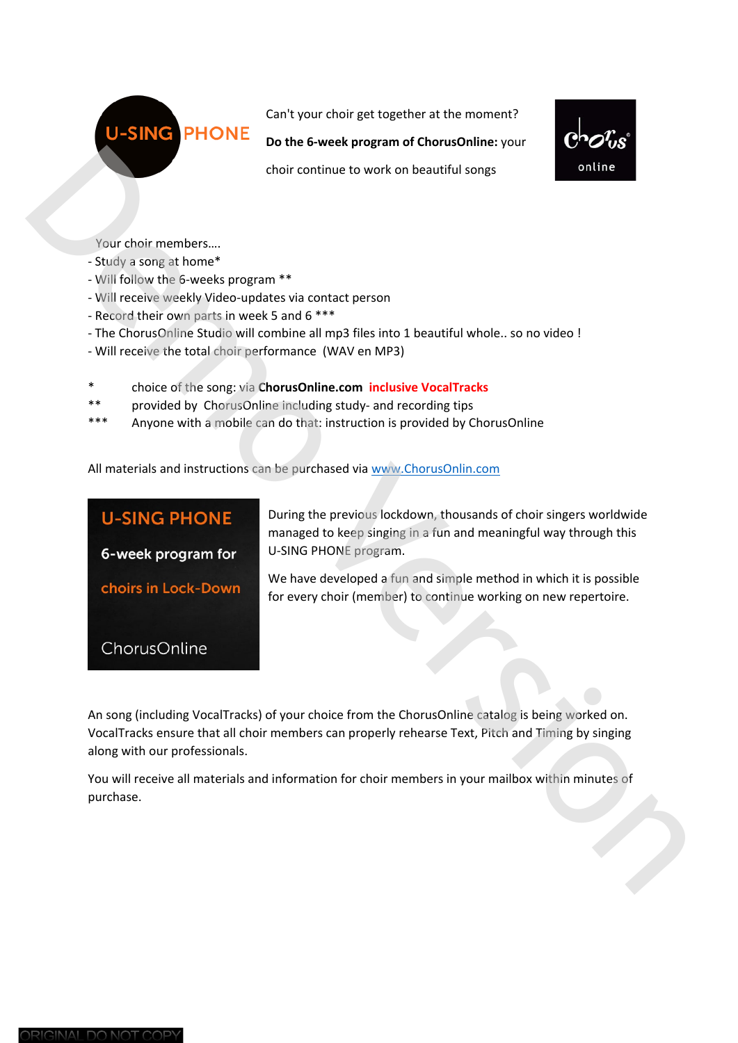U-SING PHONE

Can't your choir get together at the moment?

**Do the 6-week program of ChorusOnline:** your choir continue to work on beautiful songs

Chorus online

Your choir members….
- Study a song at home*
- Will follow the 6-weeks program **
- Will receive weekly Video-updates via contact person
- Record their own parts in week 5 and 6 ***
- The ChorusOnline Studio will combine all mp3 files into 1 beautiful whole.. so no video !
- Will receive the total choir performance (WAV en MP3)

\* choice of the song: via **ChorusOnline.com** **inclusive VocalTracks**
\*\* provided by ChorusOnline including study- and recording tips
\*\*\* Anyone with a mobile can do that: instruction is provided by ChorusOnline

All materials and instructions can be purchased via www.ChorusOnlin.com

**U-SING PHONE**

**6-week program for**

**choirs in Lock-Down**

ChorusOnline

During the previous lockdown, thousands of choir singers worldwide managed to keep singing in a fun and meaningful way through this U-SING PHONE program.

We have developed a fun and simple method in which it is possible for every choir (member) to continue working on new repertoire.

An song (including VocalTracks) of your choice from the ChorusOnline catalog is being worked on. VocalTracks ensure that all choir members can properly rehearse Text, Pitch and Timing by singing along with our professionals.

You will receive all materials and information for choir members in your mailbox within minutes of purchase.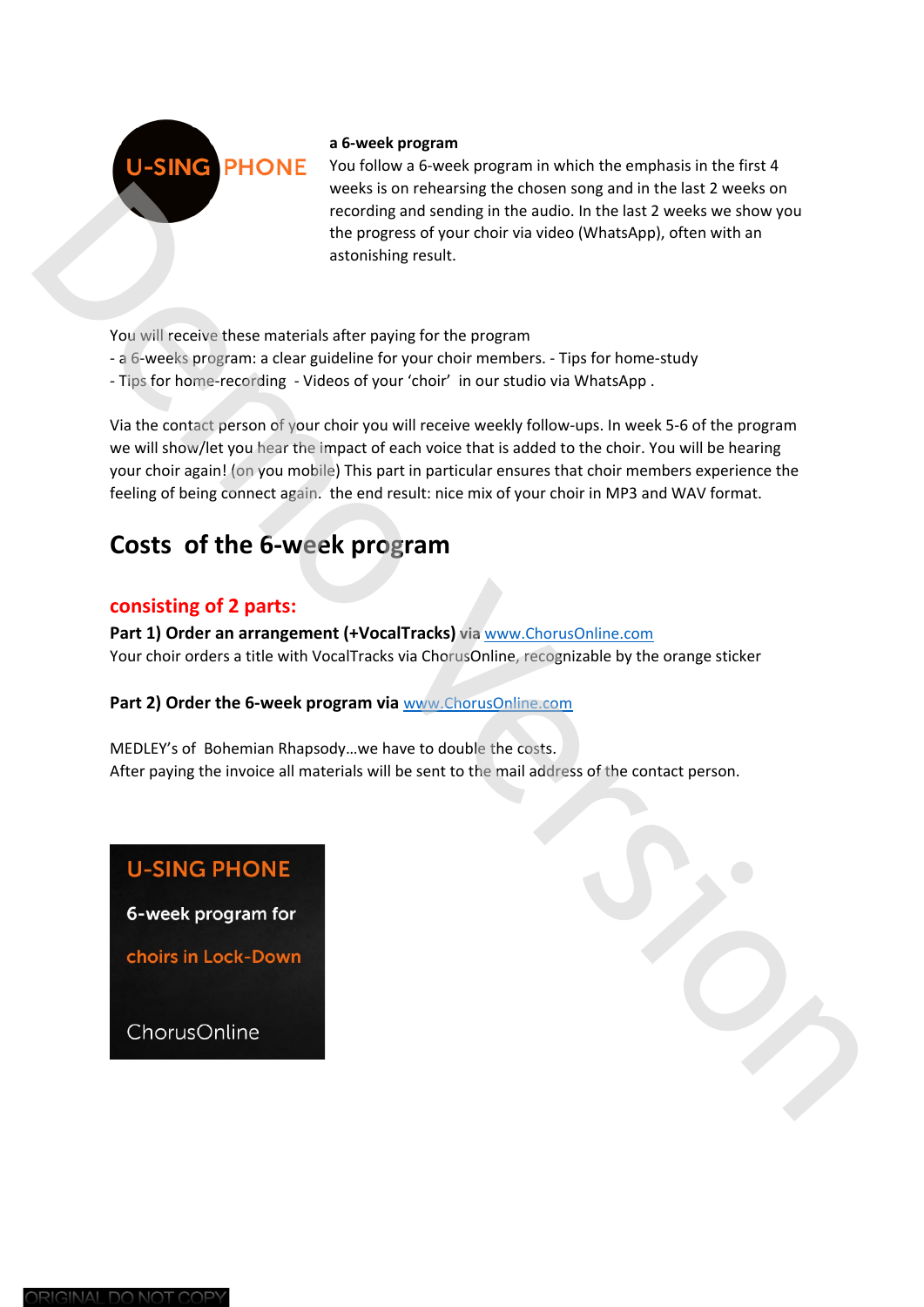U-SING PHONE

**a 6-week program**

You follow a 6-week program in which the emphasis in the first 4 weeks is on rehearsing the chosen song and in the last 2 weeks on recording and sending in the audio. In the last 2 weeks we show you the progress of your choir via video (WhatsApp), often with an astonishing result.

You will receive these materials after paying for the program
- a 6-weeks program: a clear guideline for your choir members. - Tips for home-study
- Tips for home-recording - Videos of your 'choir' in our studio via WhatsApp .

Via the contact person of your choir you will receive weekly follow-ups. In week 5-6 of the program we will show/let you hear the impact of each voice that is added to the choir. You will be hearing your choir again! (on you mobile) This part in particular ensures that choir members experience the feeling of being connect again. the end result: nice mix of your choir in MP3 and WAV format.

## Costs of the 6-week program

### consisting of 2 parts:

**Part 1) Order an arrangement (+VocalTracks) via** www.ChorusOnline.com
Your choir orders a title with VocalTracks via ChorusOnline, recognizable by the orange sticker

**Part 2) Order the 6-week program via** www.ChorusOnline.com

MEDLEY's of Bohemian Rhapsody…we have to double the costs.
After paying the invoice all materials will be sent to the mail address of the contact person.

U-SING PHONE

6-week program for

choirs in Lock-Down

ChorusOnline